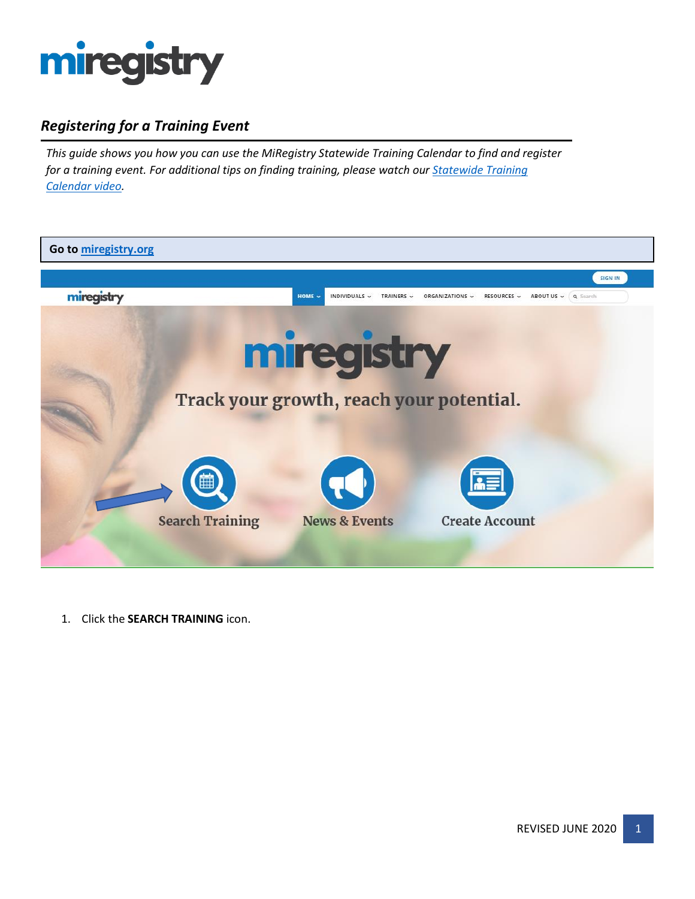# miregistry

## *Registering for a Training Event*

*This guide shows you how you can use the MiRegistry Statewide Training Calendar to find and register for a training event. For additional tips on finding training, please watch our [Statewide Training Calendar video](#).*

**Go to [miregistry.org](#)**

1. Click the **SEARCH TRAINING** icon.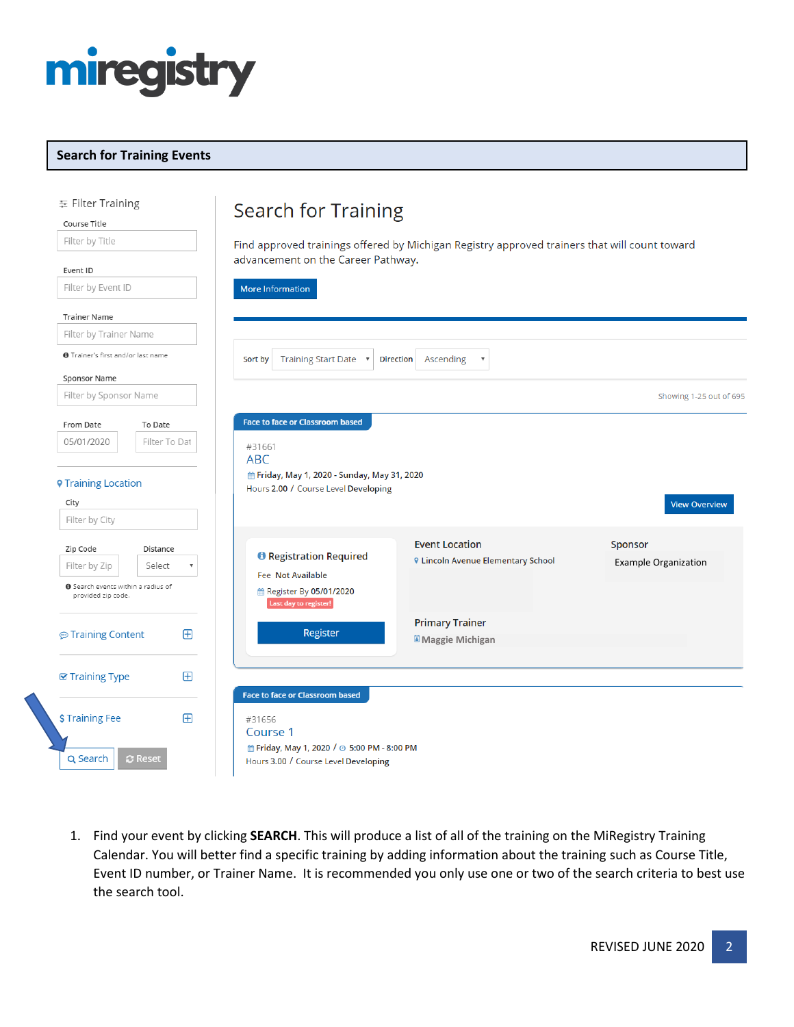# Search for Training Events

Filter Training

Course Title

Filter by Title

Event ID

Filter by Event ID

Trainer Name

Filter by Trainer Name

Trainer's first and/or last name

Sponsor Name

Filter by Sponsor Name

From Date 05/01/2020 | To Date Filter To Dat

Training Location

City

Filter by City

Zip Code Filter by Zip | Distance Select

Search events within a radius of provided zip code.

Training Content

Training Type

Training Fee

Search | Reset

## Search for Training

Find approved trainings offered by Michigan Registry approved trainers that will count toward advancement on the Career Pathway.

More Information

Sort by Training Start Date | Direction Ascending

Showing 1-25 out of 695

Face to face or Classroom based

#31661

ABC

Friday, May 1, 2020 - Sunday, May 31, 2020

Hours 2.00 / Course Level Developing

View Overview

Registration Required

Fee Not Available

Register By 05/01/2020

Last day to register!

Register

Event Location

Lincoln Avenue Elementary School

Sponsor

Example Organization

Primary Trainer

Maggie Michigan

Face to face or Classroom based

#31656

Course 1

Friday, May 1, 2020 / 5:00 PM - 8:00 PM

Hours 3.00 / Course Level Developing

1. Find your event by clicking **SEARCH**. This will produce a list of all of the training on the MiRegistry Training Calendar. You will better find a specific training by adding information about the training such as Course Title, Event ID number, or Trainer Name. It is recommended you only use one or two of the search criteria to best use the search tool.

REVISED JUNE 2020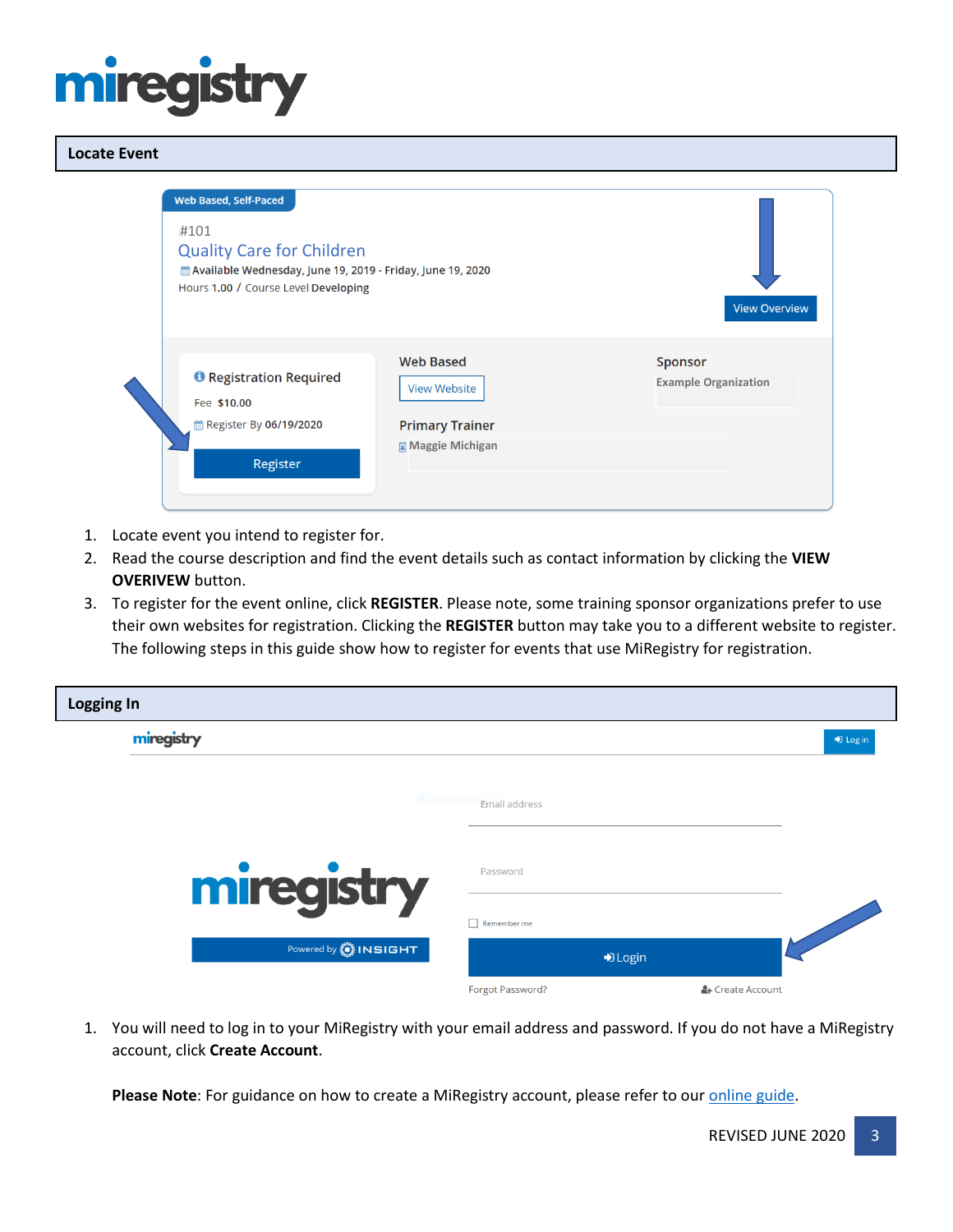## Locate Event

1. Locate event you intend to register for.
2. Read the course description and find the event details such as contact information by clicking the **VIEW OVERIVEW** button.
3. To register for the event online, click **REGISTER**. Please note, some training sponsor organizations prefer to use their own websites for registration. Clicking the **REGISTER** button may take you to a different website to register. The following steps in this guide show how to register for events that use MiRegistry for registration.

## Logging In

1. You will need to log in to your MiRegistry with your email address and password. If you do not have a MiRegistry account, click **Create Account**.

**Please Note**: For guidance on how to create a MiRegistry account, please refer to our online guide.

REVISED JUNE 2020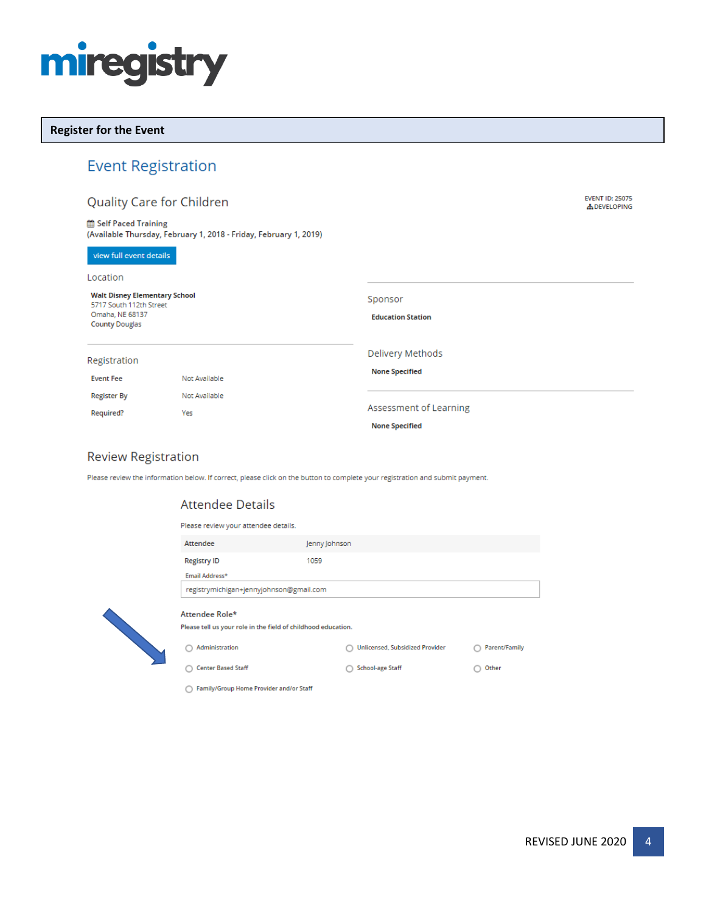# miregistry

## Register for the Event

### Event Registration

#### Quality Care for Children

EVENT ID: 25075
DEVELOPING

Self Paced Training
(Available Thursday, February 1, 2018 - Friday, February 1, 2019)

view full event details

**Location**

**Walt Disney Elementary School**
5717 South 112th Street
Omaha, NE 68137
County Douglas

**Sponsor**

**Education Station**

**Registration**

| Event Fee | Not Available |
|---|---|
| Register By | Not Available |
| Required? | Yes |

**Delivery Methods**

**None Specified**

**Assessment of Learning**

**None Specified**

#### Review Registration

Please review the information below. If correct, please click on the button to complete your registration and submit payment.

**Attendee Details**

Please review your attendee details.

| Attendee | Jenny Johnson |
|---|---|
| Registry ID | 1059 |

Email Address*

registrymichigan+jennyjohnson@gmail.com

**Attendee Role***

Please tell us your role in the field of childhood education.

- ○ Administration
- ○ Unlicensed, Subsidized Provider
- ○ Parent/Family
- ○ Center Based Staff
- ○ School-age Staff
- ○ Other
- ○ Family/Group Home Provider and/or Staff

REVISED JUNE 2020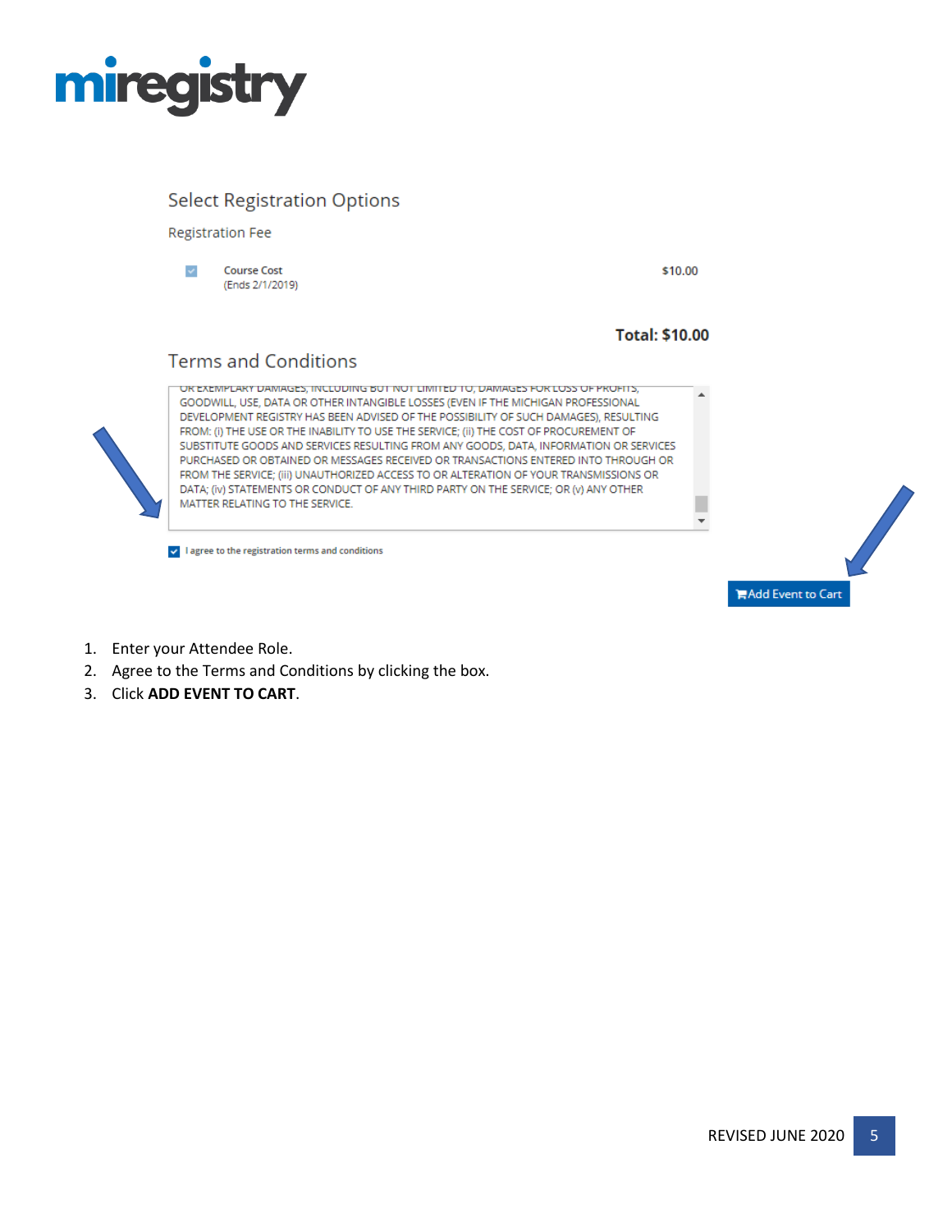miregistry

## Select Registration Options

Registration Fee

| | | |
|---|---|---|
| ☑ | Course Cost (Ends 2/1/2019) | $10.00 |

**Total: $10.00**

## Terms and Conditions

OR EXEMPLARY DAMAGES, INCLUDING BUT NOT LIMITED TO, DAMAGES FOR LOSS OF PROFITS, GOODWILL, USE, DATA OR OTHER INTANGIBLE LOSSES (EVEN IF THE MICHIGAN PROFESSIONAL DEVELOPMENT REGISTRY HAS BEEN ADVISED OF THE POSSIBILITY OF SUCH DAMAGES), RESULTING FROM: (i) THE USE OR THE INABILITY TO USE THE SERVICE; (ii) THE COST OF PROCUREMENT OF SUBSTITUTE GOODS AND SERVICES RESULTING FROM ANY GOODS, DATA, INFORMATION OR SERVICES PURCHASED OR OBTAINED OR MESSAGES RECEIVED OR TRANSACTIONS ENTERED INTO THROUGH OR FROM THE SERVICE; (iii) UNAUTHORIZED ACCESS TO OR ALTERATION OF YOUR TRANSMISSIONS OR DATA; (iv) STATEMENTS OR CONDUCT OF ANY THIRD PARTY ON THE SERVICE; OR (v) ANY OTHER MATTER RELATING TO THE SERVICE.

☑ I agree to the registration terms and conditions

Add Event to Cart

1. Enter your Attendee Role.
2. Agree to the Terms and Conditions by clicking the box.
3. Click **ADD EVENT TO CART**.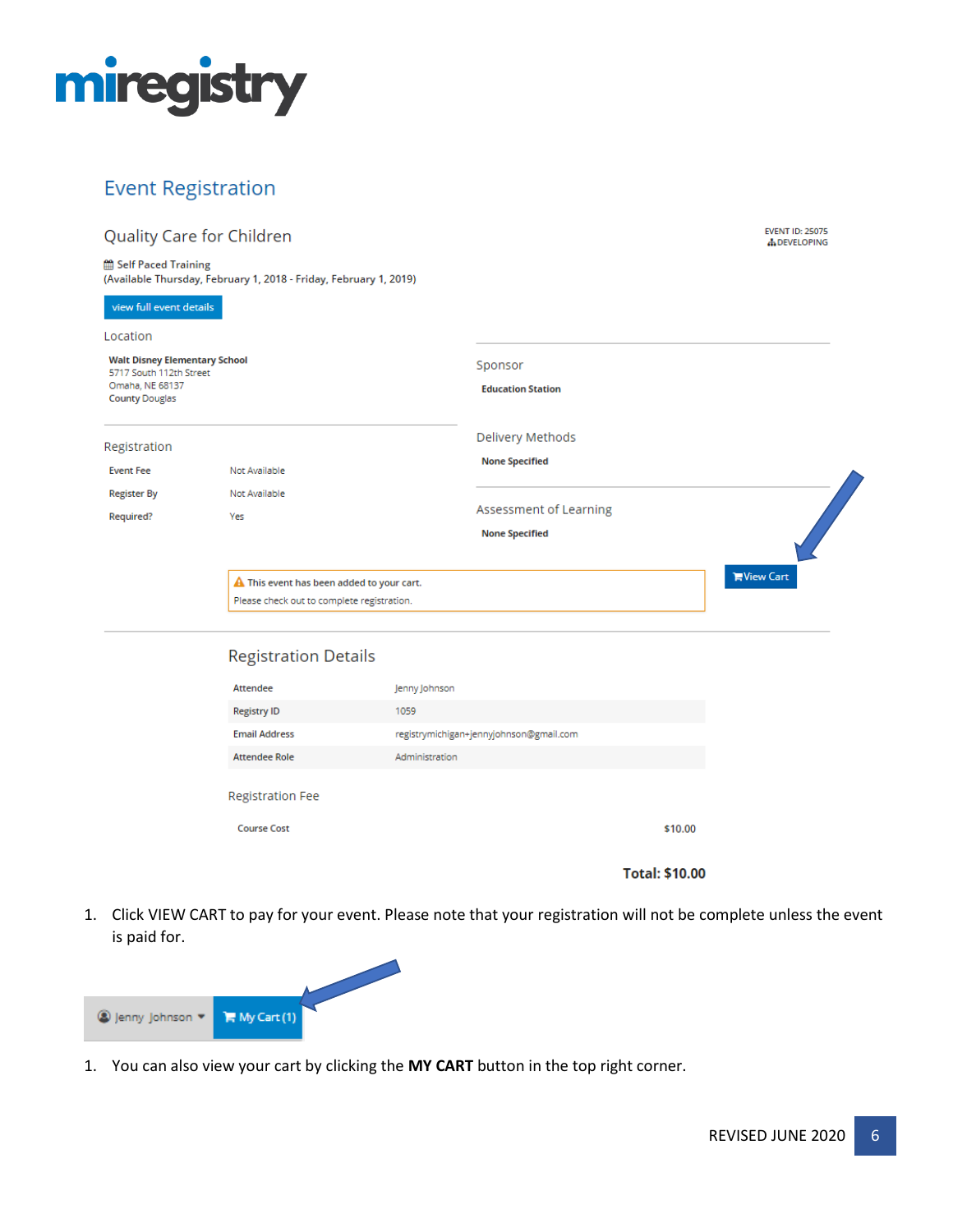# miregistry

## Event Registration

### Quality Care for Children

EVENT ID: 25075
DEVELOPING

Self Paced Training
(Available Thursday, February 1, 2018 - Friday, February 1, 2019)

view full event details

**Location**

**Walt Disney Elementary School**
5717 South 112th Street
Omaha, NE 68137
County Douglas

**Sponsor**

**Education Station**

**Registration**

| | |
|---|---|
| Event Fee | Not Available |
| Register By | Not Available |
| Required? | Yes |

**Delivery Methods**

**None Specified**

**Assessment of Learning**

**None Specified**

This event has been added to your cart.
Please check out to complete registration.

View Cart

### Registration Details

| | |
|---|---|
| Attendee | Jenny Johnson |
| Registry ID | 1059 |
| Email Address | registrymichigan+jennyjohnson@gmail.com |
| Attendee Role | Administration |

**Registration Fee**

| | |
|---|---|
| Course Cost | $10.00 |

**Total: $10.00**

1. Click VIEW CART to pay for your event. Please note that your registration will not be complete unless the event is paid for.

Jenny Johnson | My Cart (1)

1. You can also view your cart by clicking the **MY CART** button in the top right corner.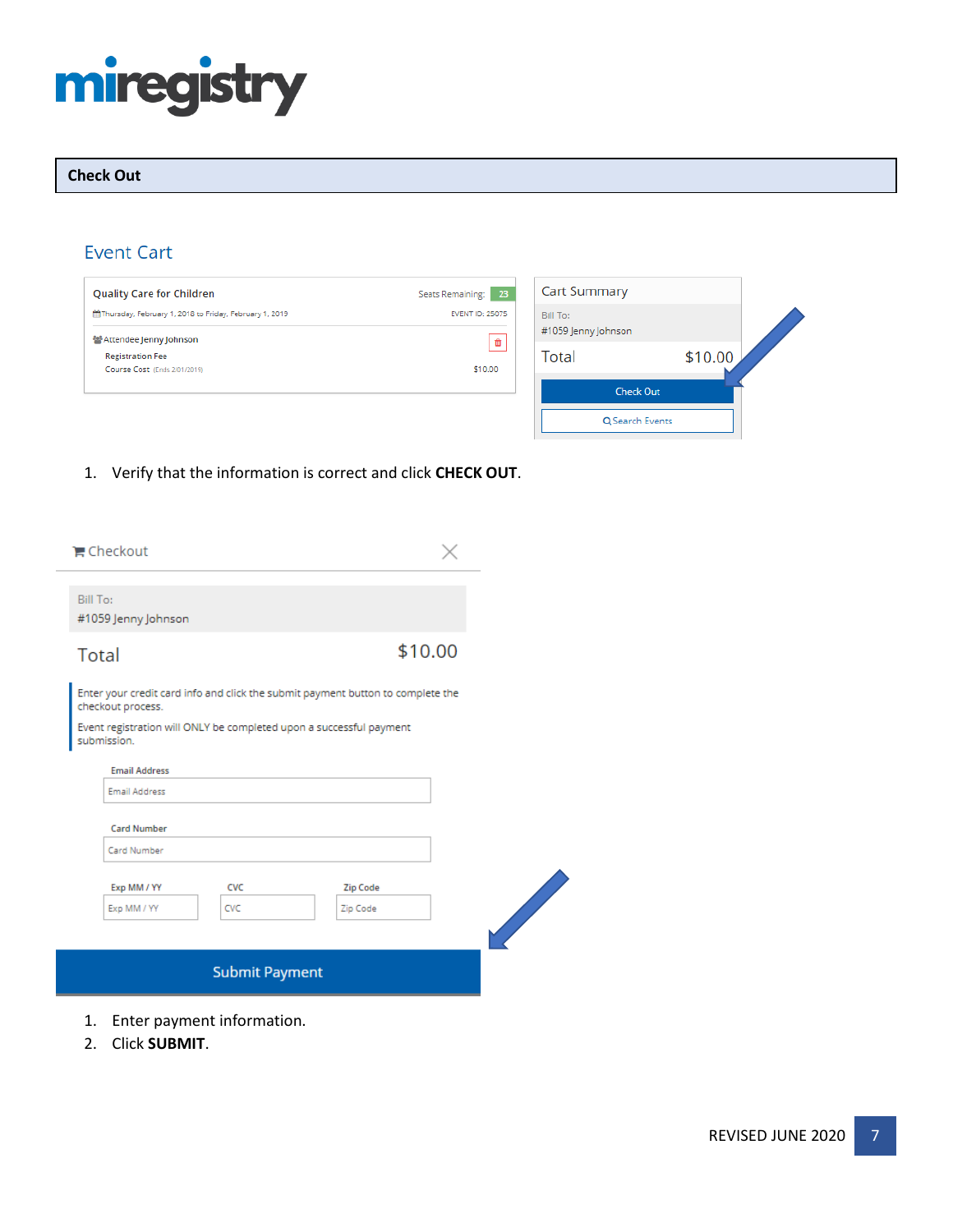miregistry

## Check Out

### Event Cart

Quality Care for Children
Seats Remaining: 23
Thursday, February 1, 2018 to Friday, February 1, 2019
EVENT ID: 25075
Attendee Jenny Johnson
Registration Fee
Course Cost (Ends 2/01/2019)
$10.00

Cart Summary
Bill To:
#1059 Jenny Johnson
Total $10.00
Check Out
Search Events

1. Verify that the information is correct and click **CHECK OUT**.

Checkout

Bill To:
#1059 Jenny Johnson

Total $10.00

Enter your credit card info and click the submit payment button to complete the checkout process.

Event registration will ONLY be completed upon a successful payment submission.

Email Address

Card Number

Exp MM / YY
CVC
Zip Code

Submit Payment

1. Enter payment information.
2. Click **SUBMIT**.

REVISED JUNE 2020